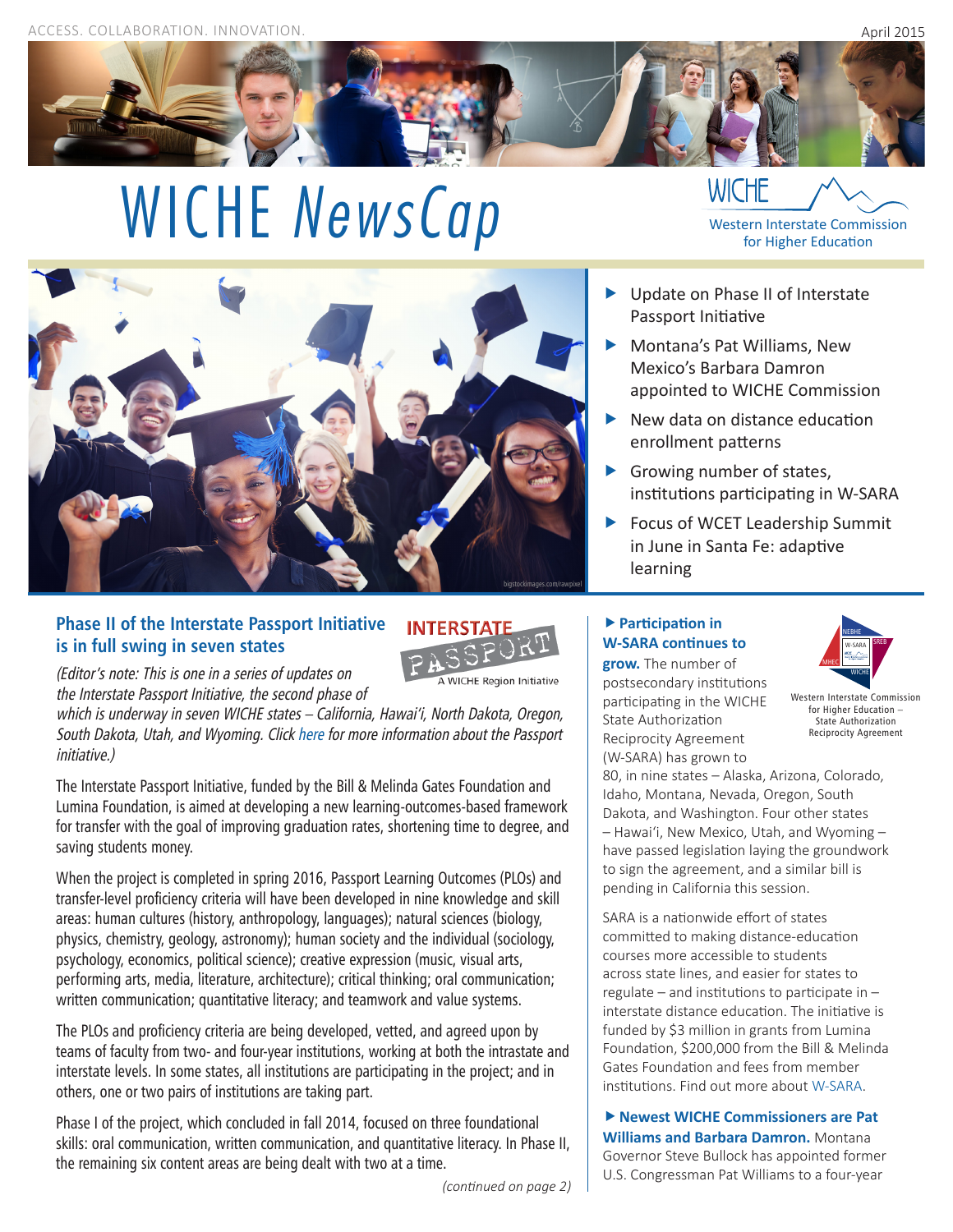ACCESS. COLLABORATION. INNOVATION.

April 2015

# WICHE *NewsCap*

WICHE Western Interstate Commission for Higher Education

- Update on Phase II of Interstate Passport Initiative
- Montana's Pat Williams, New Mexico's Barbara Damron appointed to WICHE Commission
- New data on distance education enrollment patterns
- Growing number of states, institutions participating in W-SARA
- Focus of WCET Leadership Summit in June in Santa Fe: adaptive learning

## Phase II of the Interstate Passport Initiative is in full swing in seven states

INTERSTATE PASSPORT — A WICHE Region Initiative

*(Editor's note: This is one in a series of updates on the Interstate Passport Initiative, the second phase of which is underway in seven WICHE states – California, Hawai'i, North Dakota, Oregon, South Dakota, Utah, and Wyoming. Click here for more information about the Passport initiative.)*

The Interstate Passport Initiative, funded by the Bill & Melinda Gates Foundation and Lumina Foundation, is aimed at developing a new learning-outcomes-based framework for transfer with the goal of improving graduation rates, shortening time to degree, and saving students money.

When the project is completed in spring 2016, Passport Learning Outcomes (PLOs) and transfer-level proficiency criteria will have been developed in nine knowledge and skill areas: human cultures (history, anthropology, languages); natural sciences (biology, physics, chemistry, geology, astronomy); human society and the individual (sociology, psychology, economics, political science); creative expression (music, visual arts, performing arts, media, literature, architecture); critical thinking; oral communication; written communication; quantitative literacy; and teamwork and value systems.

The PLOs and proficiency criteria are being developed, vetted, and agreed upon by teams of faculty from two- and four-year institutions, working at both the intrastate and interstate levels. In some states, all institutions are participating in the project; and in others, one or two pairs of institutions are taking part.

Phase I of the project, which concluded in fall 2014, focused on three foundational skills: oral communication, written communication, and quantitative literacy. In Phase II, the remaining six content areas are being dealt with two at a time.

*(continued on page 2)*

**▶ Participation in W-SARA continues to grow.** The number of postsecondary institutions participating in the WICHE State Authorization Reciprocity Agreement (W-SARA) has grown to 80, in nine states – Alaska, Arizona, Colorado, Idaho, Montana, Nevada, Oregon, South Dakota, and Washington. Four other states – Hawai'i, New Mexico, Utah, and Wyoming – have passed legislation laying the groundwork to sign the agreement, and a similar bill is pending in California this session.

Western Interstate Commission for Higher Education – State Authorization Reciprocity Agreement

SARA is a nationwide effort of states committed to making distance-education courses more accessible to students across state lines, and easier for states to regulate – and institutions to participate in – interstate distance education. The initiative is funded by $3 million in grants from Lumina Foundation, $200,000 from the Bill & Melinda Gates Foundation and fees from member institutions. Find out more about W-SARA.

**▶ Newest WICHE Commissioners are Pat Williams and Barbara Damron.** Montana Governor Steve Bullock has appointed former U.S. Congressman Pat Williams to a four-year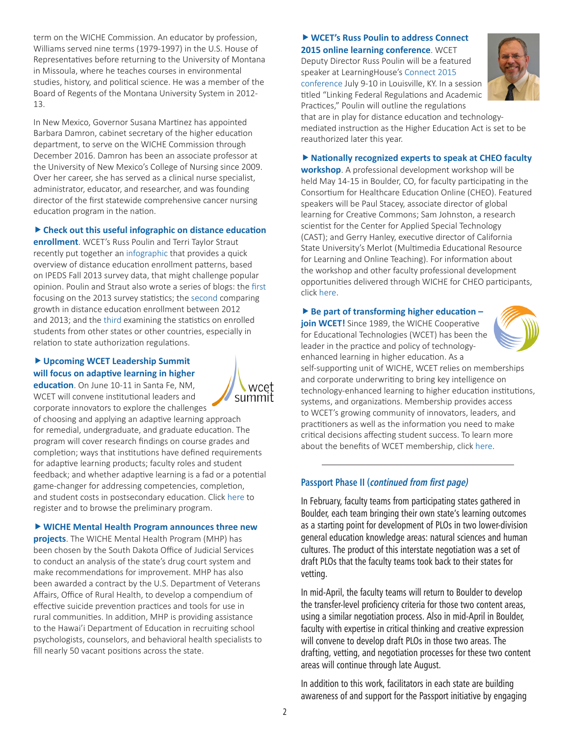term on the WICHE Commission. An educator by profession, Williams served nine terms (1979-1997) in the U.S. House of Representatives before returning to the University of Montana in Missoula, where he teaches courses in environmental studies, history, and political science. He was a member of the Board of Regents of the Montana University System in 2012-13.

In New Mexico, Governor Susana Martinez has appointed Barbara Damron, cabinet secretary of the higher education department, to serve on the WICHE Commission through December 2016. Damron has been an associate professor at the University of New Mexico's College of Nursing since 2009. Over her career, she has served as a clinical nurse specialist, administrator, educator, and researcher, and was founding director of the first statewide comprehensive cancer nursing education program in the nation.

▶ **Check out this useful infographic on distance education enrollment**. WCET's Russ Poulin and Terri Taylor Straut recently put together an infographic that provides a quick overview of distance education enrollment patterns, based on IPEDS Fall 2013 survey data, that might challenge popular opinion. Poulin and Straut also wrote a series of blogs: the first focusing on the 2013 survey statistics; the second comparing growth in distance education enrollment between 2012 and 2013; and the third examining the statistics on enrolled students from other states or other countries, especially in relation to state authorization regulations.

▶ **Upcoming WCET Leadership Summit will focus on adaptive learning in higher education**. On June 10-11 in Santa Fe, NM, WCET will convene institutional leaders and corporate innovators to explore the challenges of choosing and applying an adaptive learning approach for remedial, undergraduate, and graduate education. The program will cover research findings on course grades and completion; ways that institutions have defined requirements for adaptive learning products; faculty roles and student feedback; and whether adaptive learning is a fad or a potential game-changer for addressing competencies, completion, and student costs in postsecondary education. Click here to register and to browse the preliminary program.

▶ **WICHE Mental Health Program announces three new projects**. The WICHE Mental Health Program (MHP) has been chosen by the South Dakota Office of Judicial Services to conduct an analysis of the state's drug court system and make recommendations for improvement. MHP has also been awarded a contract by the U.S. Department of Veterans Affairs, Office of Rural Health, to develop a compendium of effective suicide prevention practices and tools for use in rural communities. In addition, MHP is providing assistance to the Hawai'i Department of Education in recruiting school psychologists, counselors, and behavioral health specialists to fill nearly 50 vacant positions across the state.

▶ **WCET's Russ Poulin to address Connect 2015 online learning conference**. WCET Deputy Director Russ Poulin will be a featured speaker at LearningHouse's Connect 2015 conference July 9-10 in Louisville, KY. In a session titled "Linking Federal Regulations and Academic Practices," Poulin will outline the regulations that are in play for distance education and technology-mediated instruction as the Higher Education Act is set to be reauthorized later this year.

▶ **Nationally recognized experts to speak at CHEO faculty workshop**. A professional development workshop will be held May 14-15 in Boulder, CO, for faculty participating in the Consortium for Healthcare Education Online (CHEO). Featured speakers will be Paul Stacey, associate director of global learning for Creative Commons; Sam Johnston, a research scientist for the Center for Applied Special Technology (CAST); and Gerry Hanley, executive director of California State University's Merlot (Multimedia Educational Resource for Learning and Online Teaching). For information about the workshop and other faculty professional development opportunities delivered through WICHE for CHEO participants, click here.

▶ **Be part of transforming higher education – join WCET!** Since 1989, the WICHE Cooperative for Educational Technologies (WCET) has been the leader in the practice and policy of technology-enhanced learning in higher education. As a self-supporting unit of WICHE, WCET relies on memberships and corporate underwriting to bring key intelligence on technology-enhanced learning to higher education institutions, systems, and organizations. Membership provides access to WCET's growing community of innovators, leaders, and practitioners as well as the information you need to make critical decisions affecting student success. To learn more about the benefits of WCET membership, click here.

---

## Passport Phase II (*continued from first page*)

In February, faculty teams from participating states gathered in Boulder, each team bringing their own state's learning outcomes as a starting point for development of PLOs in two lower-division general education knowledge areas: natural sciences and human cultures. The product of this interstate negotiation was a set of draft PLOs that the faculty teams took back to their states for vetting.

In mid-April, the faculty teams will return to Boulder to develop the transfer-level proficiency criteria for those two content areas, using a similar negotiation process. Also in mid-April in Boulder, faculty with expertise in critical thinking and creative expression will convene to develop draft PLOs in those two areas. The drafting, vetting, and negotiation processes for these two content areas will continue through late August.

In addition to this work, facilitators in each state are building awareness of and support for the Passport initiative by engaging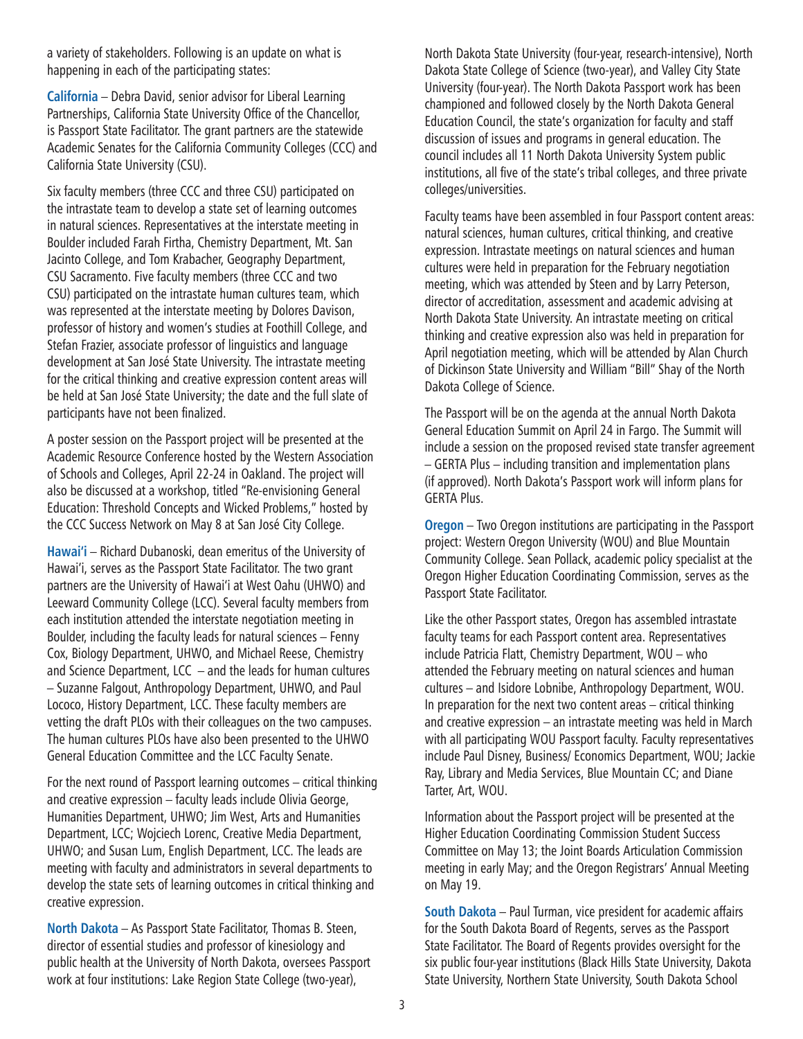a variety of stakeholders. Following is an update on what is happening in each of the participating states:

**California** – Debra David, senior advisor for Liberal Learning Partnerships, California State University Office of the Chancellor, is Passport State Facilitator. The grant partners are the statewide Academic Senates for the California Community Colleges (CCC) and California State University (CSU).

Six faculty members (three CCC and three CSU) participated on the intrastate team to develop a state set of learning outcomes in natural sciences. Representatives at the interstate meeting in Boulder included Farah Firtha, Chemistry Department, Mt. San Jacinto College, and Tom Krabacher, Geography Department, CSU Sacramento. Five faculty members (three CCC and two CSU) participated on the intrastate human cultures team, which was represented at the interstate meeting by Dolores Davison, professor of history and women's studies at Foothill College, and Stefan Frazier, associate professor of linguistics and language development at San José State University. The intrastate meeting for the critical thinking and creative expression content areas will be held at San José State University; the date and the full slate of participants have not been finalized.

A poster session on the Passport project will be presented at the Academic Resource Conference hosted by the Western Association of Schools and Colleges, April 22-24 in Oakland. The project will also be discussed at a workshop, titled "Re-envisioning General Education: Threshold Concepts and Wicked Problems," hosted by the CCC Success Network on May 8 at San José City College.

**Hawai'i** – Richard Dubanoski, dean emeritus of the University of Hawai'i, serves as the Passport State Facilitator. The two grant partners are the University of Hawai'i at West Oahu (UHWO) and Leeward Community College (LCC). Several faculty members from each institution attended the interstate negotiation meeting in Boulder, including the faculty leads for natural sciences – Fenny Cox, Biology Department, UHWO, and Michael Reese, Chemistry and Science Department, LCC – and the leads for human cultures – Suzanne Falgout, Anthropology Department, UHWO, and Paul Lococo, History Department, LCC. These faculty members are vetting the draft PLOs with their colleagues on the two campuses. The human cultures PLOs have also been presented to the UHWO General Education Committee and the LCC Faculty Senate.

For the next round of Passport learning outcomes – critical thinking and creative expression – faculty leads include Olivia George, Humanities Department, UHWO; Jim West, Arts and Humanities Department, LCC; Wojciech Lorenc, Creative Media Department, UHWO; and Susan Lum, English Department, LCC. The leads are meeting with faculty and administrators in several departments to develop the state sets of learning outcomes in critical thinking and creative expression.

**North Dakota** – As Passport State Facilitator, Thomas B. Steen, director of essential studies and professor of kinesiology and public health at the University of North Dakota, oversees Passport work at four institutions: Lake Region State College (two-year), North Dakota State University (four-year, research-intensive), North Dakota State College of Science (two-year), and Valley City State University (four-year). The North Dakota Passport work has been championed and followed closely by the North Dakota General Education Council, the state's organization for faculty and staff discussion of issues and programs in general education. The council includes all 11 North Dakota University System public institutions, all five of the state's tribal colleges, and three private colleges/universities.

Faculty teams have been assembled in four Passport content areas: natural sciences, human cultures, critical thinking, and creative expression. Intrastate meetings on natural sciences and human cultures were held in preparation for the February negotiation meeting, which was attended by Steen and by Larry Peterson, director of accreditation, assessment and academic advising at North Dakota State University. An intrastate meeting on critical thinking and creative expression also was held in preparation for April negotiation meeting, which will be attended by Alan Church of Dickinson State University and William "Bill" Shay of the North Dakota College of Science.

The Passport will be on the agenda at the annual North Dakota General Education Summit on April 24 in Fargo. The Summit will include a session on the proposed revised state transfer agreement – GERTA Plus – including transition and implementation plans (if approved). North Dakota's Passport work will inform plans for GERTA Plus.

**Oregon** – Two Oregon institutions are participating in the Passport project: Western Oregon University (WOU) and Blue Mountain Community College. Sean Pollack, academic policy specialist at the Oregon Higher Education Coordinating Commission, serves as the Passport State Facilitator.

Like the other Passport states, Oregon has assembled intrastate faculty teams for each Passport content area. Representatives include Patricia Flatt, Chemistry Department, WOU – who attended the February meeting on natural sciences and human cultures – and Isidore Lobnibe, Anthropology Department, WOU. In preparation for the next two content areas – critical thinking and creative expression – an intrastate meeting was held in March with all participating WOU Passport faculty. Faculty representatives include Paul Disney, Business/ Economics Department, WOU; Jackie Ray, Library and Media Services, Blue Mountain CC; and Diane Tarter, Art, WOU.

Information about the Passport project will be presented at the Higher Education Coordinating Commission Student Success Committee on May 13; the Joint Boards Articulation Commission meeting in early May; and the Oregon Registrars' Annual Meeting on May 19.

**South Dakota** – Paul Turman, vice president for academic affairs for the South Dakota Board of Regents, serves as the Passport State Facilitator. The Board of Regents provides oversight for the six public four-year institutions (Black Hills State University, Dakota State University, Northern State University, South Dakota School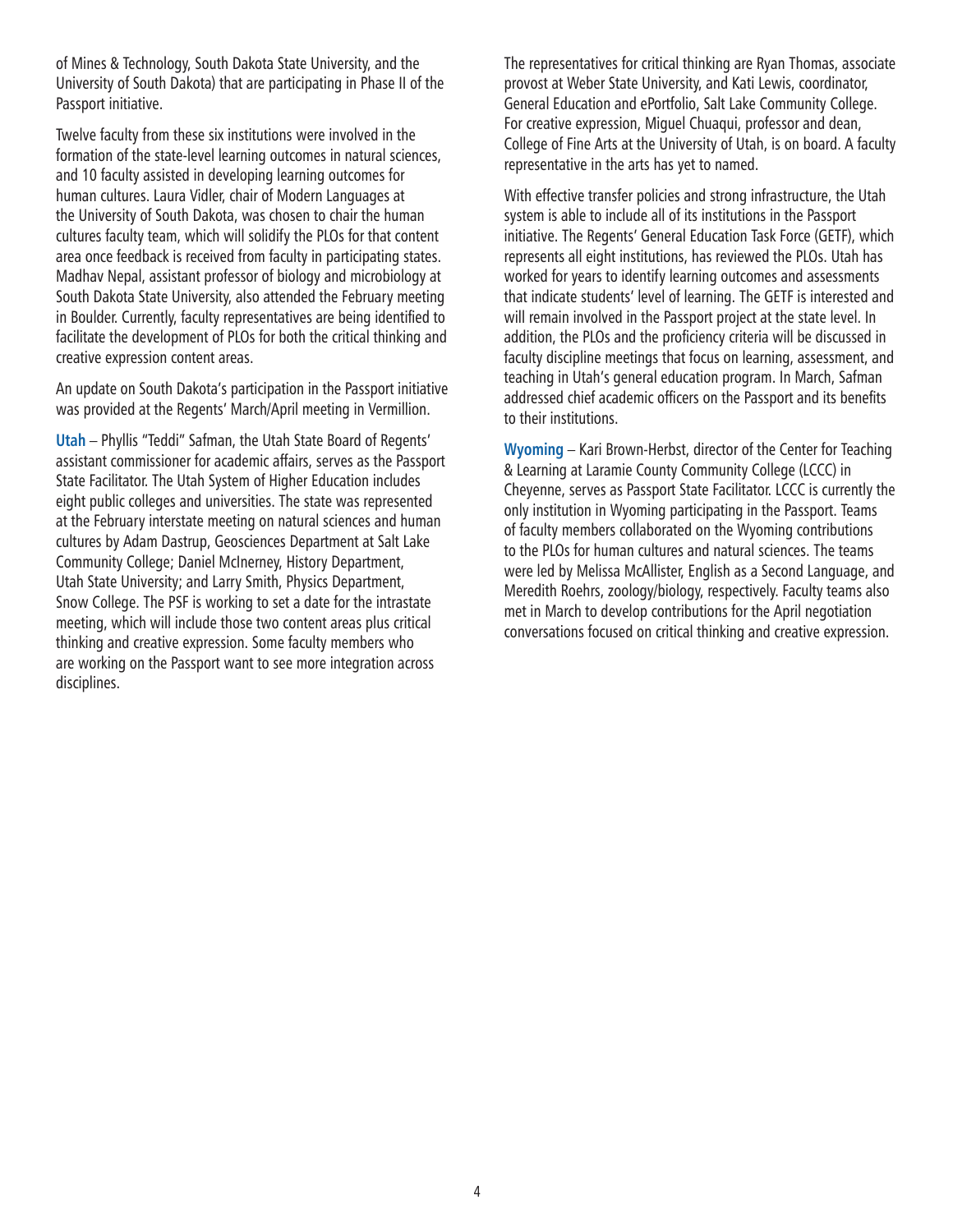of Mines & Technology, South Dakota State University, and the University of South Dakota) that are participating in Phase II of the Passport initiative.

Twelve faculty from these six institutions were involved in the formation of the state-level learning outcomes in natural sciences, and 10 faculty assisted in developing learning outcomes for human cultures. Laura Vidler, chair of Modern Languages at the University of South Dakota, was chosen to chair the human cultures faculty team, which will solidify the PLOs for that content area once feedback is received from faculty in participating states. Madhav Nepal, assistant professor of biology and microbiology at South Dakota State University, also attended the February meeting in Boulder. Currently, faculty representatives are being identified to facilitate the development of PLOs for both the critical thinking and creative expression content areas.

An update on South Dakota's participation in the Passport initiative was provided at the Regents' March/April meeting in Vermillion.

**Utah** – Phyllis "Teddi" Safman, the Utah State Board of Regents' assistant commissioner for academic affairs, serves as the Passport State Facilitator. The Utah System of Higher Education includes eight public colleges and universities. The state was represented at the February interstate meeting on natural sciences and human cultures by Adam Dastrup, Geosciences Department at Salt Lake Community College; Daniel McInerney, History Department, Utah State University; and Larry Smith, Physics Department, Snow College. The PSF is working to set a date for the intrastate meeting, which will include those two content areas plus critical thinking and creative expression. Some faculty members who are working on the Passport want to see more integration across disciplines.

The representatives for critical thinking are Ryan Thomas, associate provost at Weber State University, and Kati Lewis, coordinator, General Education and ePortfolio, Salt Lake Community College. For creative expression, Miguel Chuaqui, professor and dean, College of Fine Arts at the University of Utah, is on board. A faculty representative in the arts has yet to named.

With effective transfer policies and strong infrastructure, the Utah system is able to include all of its institutions in the Passport initiative. The Regents' General Education Task Force (GETF), which represents all eight institutions, has reviewed the PLOs. Utah has worked for years to identify learning outcomes and assessments that indicate students' level of learning. The GETF is interested and will remain involved in the Passport project at the state level. In addition, the PLOs and the proficiency criteria will be discussed in faculty discipline meetings that focus on learning, assessment, and teaching in Utah's general education program. In March, Safman addressed chief academic officers on the Passport and its benefits to their institutions.

**Wyoming** – Kari Brown-Herbst, director of the Center for Teaching & Learning at Laramie County Community College (LCCC) in Cheyenne, serves as Passport State Facilitator. LCCC is currently the only institution in Wyoming participating in the Passport. Teams of faculty members collaborated on the Wyoming contributions to the PLOs for human cultures and natural sciences. The teams were led by Melissa McAllister, English as a Second Language, and Meredith Roehrs, zoology/biology, respectively. Faculty teams also met in March to develop contributions for the April negotiation conversations focused on critical thinking and creative expression.